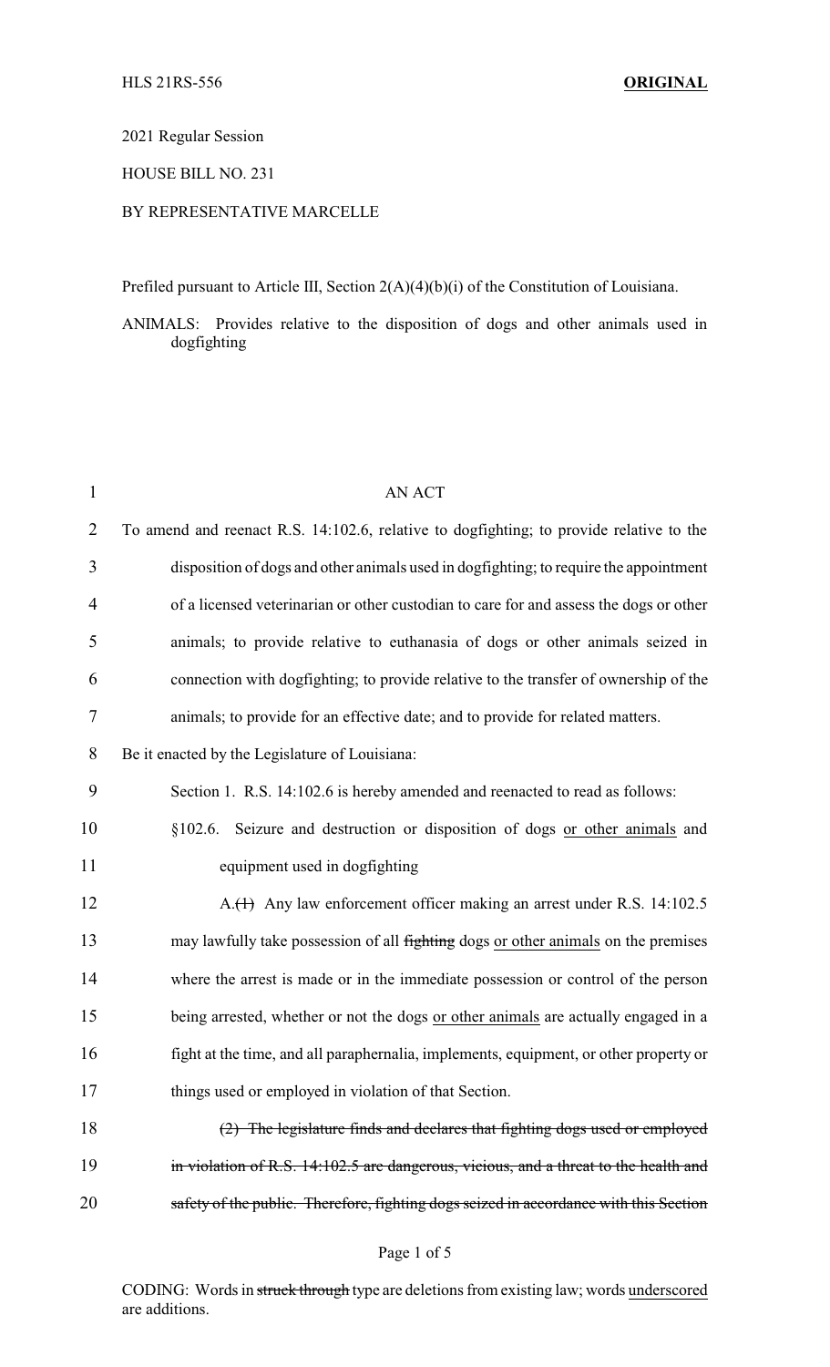HLS 21RS-556 **ORIGINAL**

2021 Regular Session

HOUSE BILL NO. 231

BY REPRESENTATIVE MARCELLE

Prefiled pursuant to Article III, Section 2(A)(4)(b)(i) of the Constitution of Louisiana.

ANIMALS: Provides relative to the disposition of dogs and other animals used in dogfighting

AN ACT

To amend and reenact R.S. 14:102.6, relative to dogfighting; to provide relative to the disposition of dogs and other animals used in dogfighting; to require the appointment of a licensed veterinarian or other custodian to care for and assess the dogs or other animals; to provide relative to euthanasia of dogs or other animals seized in connection with dogfighting; to provide relative to the transfer of ownership of the animals; to provide for an effective date; and to provide for related matters.

Be it enacted by the Legislature of Louisiana:

Section 1. R.S. 14:102.6 is hereby amended and reenacted to read as follows:

§102.6. Seizure and destruction or disposition of dogs <u>or other animals</u> and equipment used in dogfighting

A.~~(1)~~ Any law enforcement officer making an arrest under R.S. 14:102.5 may lawfully take possession of all ~~fighting~~ dogs <u>or other animals</u> on the premises where the arrest is made or in the immediate possession or control of the person being arrested, whether or not the dogs <u>or other animals</u> are actually engaged in a fight at the time, and all paraphernalia, implements, equipment, or other property or things used or employed in violation of that Section.

~~(2) The legislature finds and declares that fighting dogs used or employed in violation of R.S. 14:102.5 are dangerous, vicious, and a threat to the health and safety of the public. Therefore, fighting dogs seized in accordance with this Section~~

CODING: Words in ~~struck through~~ type are deletions from existing law; words <u>underscored</u> are additions.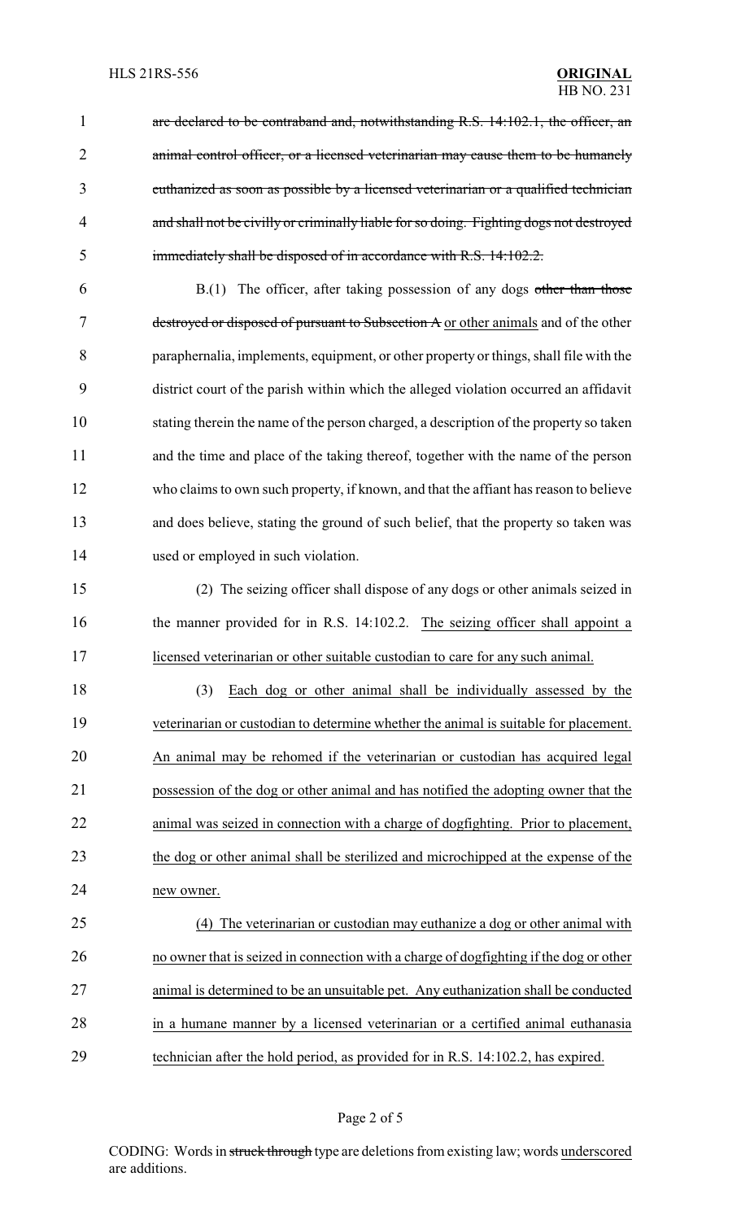~~are declared to be contraband and, notwithstanding R.S. 14:102.1, the officer, an animal control officer, or a licensed veterinarian may cause them to be humanely euthanized as soon as possible by a licensed veterinarian or a qualified technician and shall not be civilly or criminally liable for so doing. Fighting dogs not destroyed immediately shall be disposed of in accordance with R.S. 14:102.2.~~

B.(1) The officer, after taking possession of any dogs ~~other than those destroyed or disposed of pursuant to Subsection A~~ <u>or other animals</u> and of the other paraphernalia, implements, equipment, or other property or things, shall file with the district court of the parish within which the alleged violation occurred an affidavit stating therein the name of the person charged, a description of the property so taken and the time and place of the taking thereof, together with the name of the person who claims to own such property, if known, and that the affiant has reason to believe and does believe, stating the ground of such belief, that the property so taken was used or employed in such violation.

(2) The seizing officer shall dispose of any dogs or other animals seized in the manner provided for in R.S. 14:102.2. <u>The seizing officer shall appoint a licensed veterinarian or other suitable custodian to care for any such animal.</u>

<u>(3) Each dog or other animal shall be individually assessed by the veterinarian or custodian to determine whether the animal is suitable for placement. An animal may be rehomed if the veterinarian or custodian has acquired legal possession of the dog or other animal and has notified the adopting owner that the animal was seized in connection with a charge of dogfighting. Prior to placement, the dog or other animal shall be sterilized and microchipped at the expense of the new owner.</u>

<u>(4) The veterinarian or custodian may euthanize a dog or other animal with no owner that is seized in connection with a charge of dogfighting if the dog or other animal is determined to be an unsuitable pet. Any euthanization shall be conducted in a humane manner by a licensed veterinarian or a certified animal euthanasia technician after the hold period, as provided for in R.S. 14:102.2, has expired.</u>

CODING: Words in ~~struck through~~ type are deletions from existing law; words <u>underscored</u> are additions.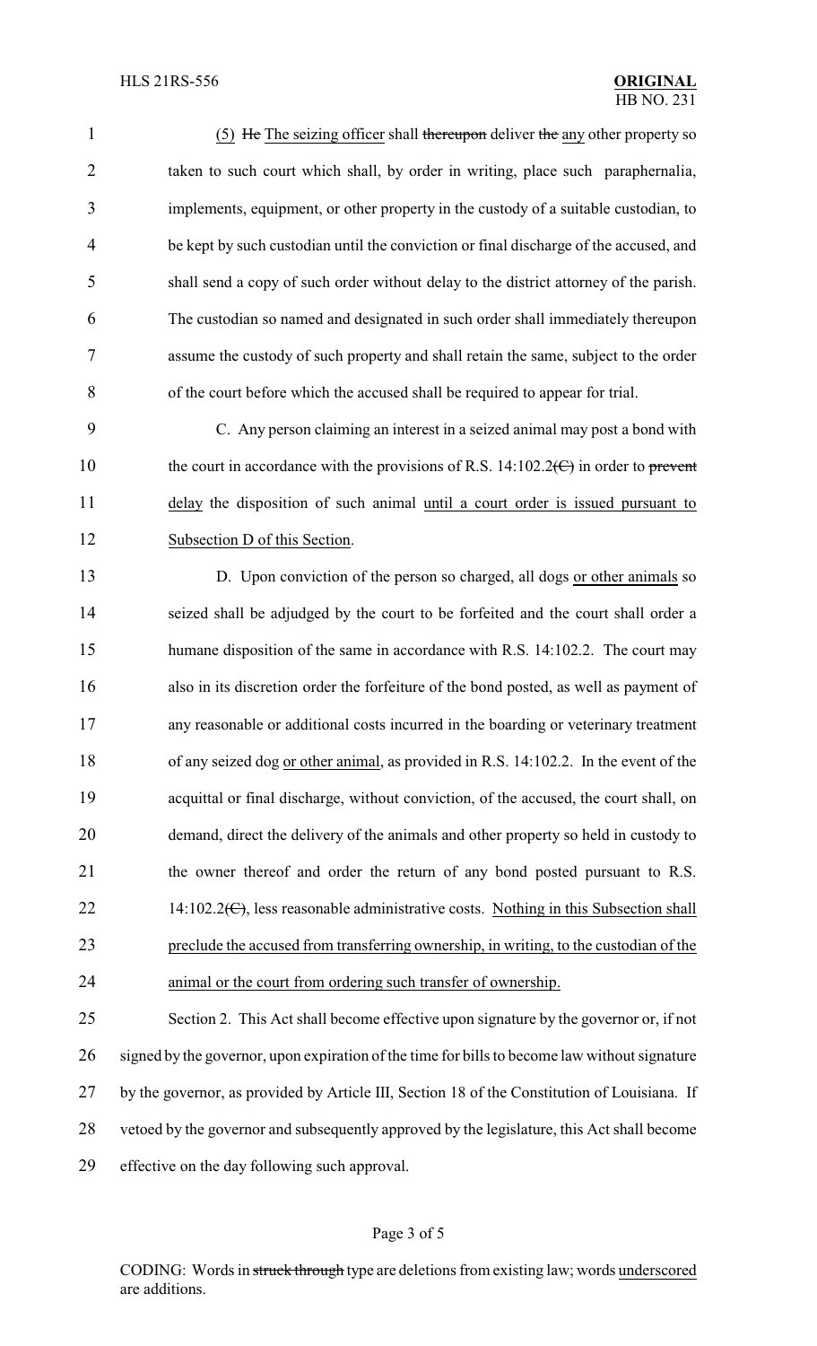(5) ~~He~~ The seizing officer shall ~~thereupon~~ deliver ~~the~~ any other property so taken to such court which shall, by order in writing, place such paraphernalia, implements, equipment, or other property in the custody of a suitable custodian, to be kept by such custodian until the conviction or final discharge of the accused, and shall send a copy of such order without delay to the district attorney of the parish. The custodian so named and designated in such order shall immediately thereupon assume the custody of such property and shall retain the same, subject to the order of the court before which the accused shall be required to appear for trial.

C. Any person claiming an interest in a seized animal may post a bond with the court in accordance with the provisions of R.S. 14:102.2~~(C)~~ in order to ~~prevent~~ delay the disposition of such animal until a court order is issued pursuant to Subsection D of this Section.

D. Upon conviction of the person so charged, all dogs or other animals so seized shall be adjudged by the court to be forfeited and the court shall order a humane disposition of the same in accordance with R.S. 14:102.2. The court may also in its discretion order the forfeiture of the bond posted, as well as payment of any reasonable or additional costs incurred in the boarding or veterinary treatment of any seized dog or other animal, as provided in R.S. 14:102.2. In the event of the acquittal or final discharge, without conviction, of the accused, the court shall, on demand, direct the delivery of the animals and other property so held in custody to the owner thereof and order the return of any bond posted pursuant to R.S. 14:102.2~~(C)~~, less reasonable administrative costs. Nothing in this Subsection shall preclude the accused from transferring ownership, in writing, to the custodian of the animal or the court from ordering such transfer of ownership.

Section 2. This Act shall become effective upon signature by the governor or, if not signed by the governor, upon expiration of the time for bills to become law without signature by the governor, as provided by Article III, Section 18 of the Constitution of Louisiana. If vetoed by the governor and subsequently approved by the legislature, this Act shall become effective on the day following such approval.

CODING: Words in ~~struck through~~ type are deletions from existing law; words underscored are additions.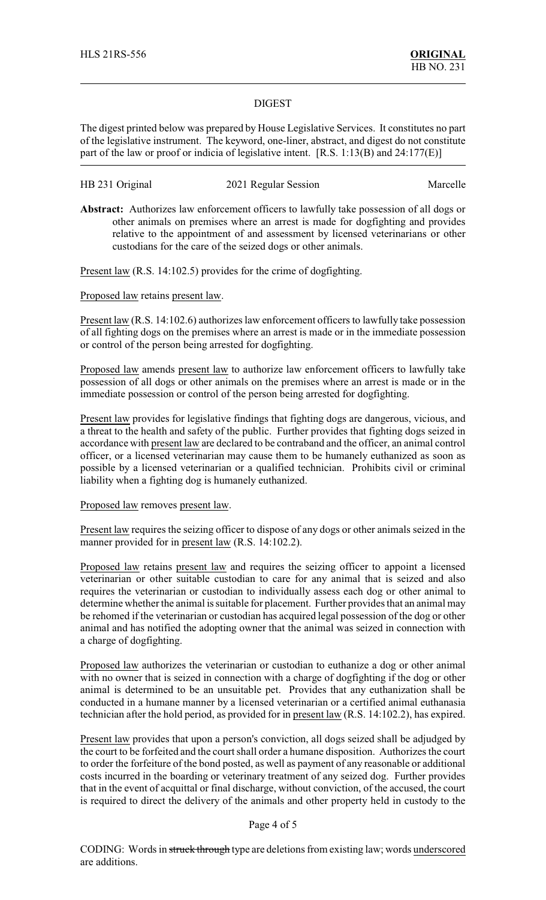HLS 21RS-556 **ORIGINAL**
HB NO. 231

## DIGEST

The digest printed below was prepared by House Legislative Services. It constitutes no part of the legislative instrument. The keyword, one-liner, abstract, and digest do not constitute part of the law or proof or indicia of legislative intent. [R.S. 1:13(B) and 24:177(E)]

HB 231 Original | 2021 Regular Session | Marcelle

**Abstract:** Authorizes law enforcement officers to lawfully take possession of all dogs or other animals on premises where an arrest is made for dogfighting and provides relative to the appointment of and assessment by licensed veterinarians or other custodians for the care of the seized dogs or other animals.

Present law (R.S. 14:102.5) provides for the crime of dogfighting.

Proposed law retains present law.

Present law (R.S. 14:102.6) authorizes law enforcement officers to lawfully take possession of all fighting dogs on the premises where an arrest is made or in the immediate possession or control of the person being arrested for dogfighting.

Proposed law amends present law to authorize law enforcement officers to lawfully take possession of all dogs or other animals on the premises where an arrest is made or in the immediate possession or control of the person being arrested for dogfighting.

Present law provides for legislative findings that fighting dogs are dangerous, vicious, and a threat to the health and safety of the public. Further provides that fighting dogs seized in accordance with present law are declared to be contraband and the officer, an animal control officer, or a licensed veterinarian may cause them to be humanely euthanized as soon as possible by a licensed veterinarian or a qualified technician. Prohibits civil or criminal liability when a fighting dog is humanely euthanized.

Proposed law removes present law.

Present law requires the seizing officer to dispose of any dogs or other animals seized in the manner provided for in present law (R.S. 14:102.2).

Proposed law retains present law and requires the seizing officer to appoint a licensed veterinarian or other suitable custodian to care for any animal that is seized and also requires the veterinarian or custodian to individually assess each dog or other animal to determine whether the animal is suitable for placement. Further provides that an animal may be rehomed if the veterinarian or custodian has acquired legal possession of the dog or other animal and has notified the adopting owner that the animal was seized in connection with a charge of dogfighting.

Proposed law authorizes the veterinarian or custodian to euthanize a dog or other animal with no owner that is seized in connection with a charge of dogfighting if the dog or other animal is determined to be an unsuitable pet. Provides that any euthanization shall be conducted in a humane manner by a licensed veterinarian or a certified animal euthanasia technician after the hold period, as provided for in present law (R.S. 14:102.2), has expired.

Present law provides that upon a person's conviction, all dogs seized shall be adjudged by the court to be forfeited and the court shall order a humane disposition. Authorizes the court to order the forfeiture of the bond posted, as well as payment of any reasonable or additional costs incurred in the boarding or veterinary treatment of any seized dog. Further provides that in the event of acquittal or final discharge, without conviction, of the accused, the court is required to direct the delivery of the animals and other property held in custody to the

CODING: Words in ~~struck through~~ type are deletions from existing law; words underscored are additions.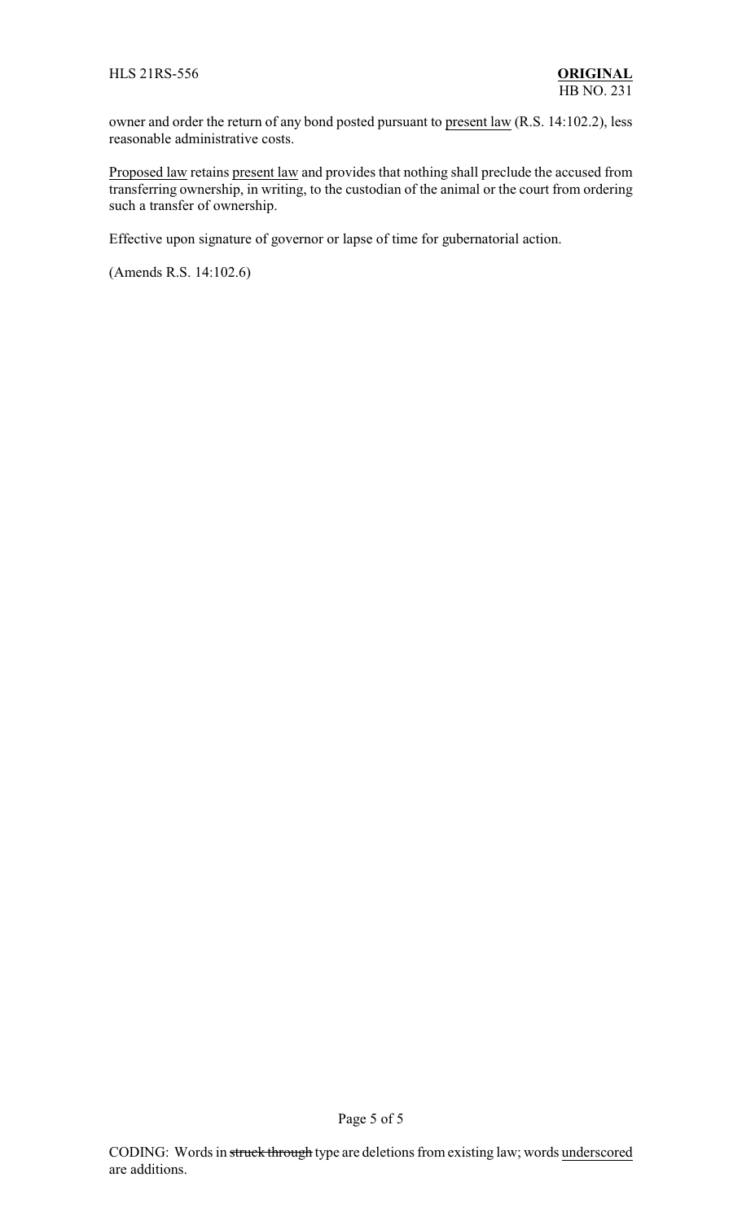owner and order the return of any bond posted pursuant to present law (R.S. 14:102.2), less reasonable administrative costs.

Proposed law retains present law and provides that nothing shall preclude the accused from transferring ownership, in writing, to the custodian of the animal or the court from ordering such a transfer of ownership.

Effective upon signature of governor or lapse of time for gubernatorial action.

(Amends R.S. 14:102.6)